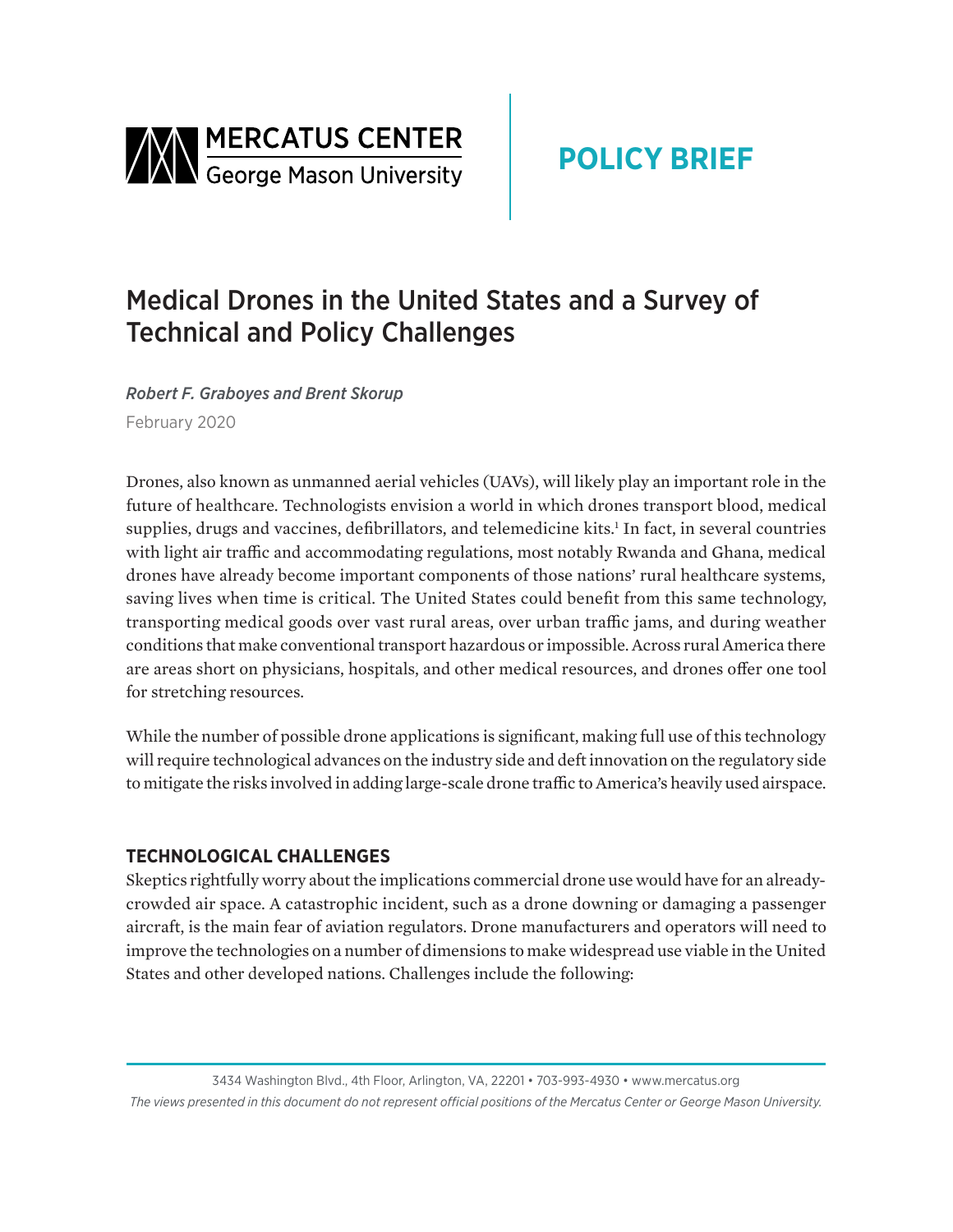MERCATUS CENTER
George Mason University

POLICY BRIEF

# Medical Drones in the United States and a Survey of Technical and Policy Challenges

*Robert F. Graboyes and Brent Skorup*

February 2020

Drones, also known as unmanned aerial vehicles (UAVs), will likely play an important role in the future of healthcare. Technologists envision a world in which drones transport blood, medical supplies, drugs and vaccines, defibrillators, and telemedicine kits.[1] In fact, in several countries with light air traffic and accommodating regulations, most notably Rwanda and Ghana, medical drones have already become important components of those nations' rural healthcare systems, saving lives when time is critical. The United States could benefit from this same technology, transporting medical goods over vast rural areas, over urban traffic jams, and during weather conditions that make conventional transport hazardous or impossible. Across rural America there are areas short on physicians, hospitals, and other medical resources, and drones offer one tool for stretching resources.

While the number of possible drone applications is significant, making full use of this technology will require technological advances on the industry side and deft innovation on the regulatory side to mitigate the risks involved in adding large-scale drone traffic to America's heavily used airspace.

## TECHNOLOGICAL CHALLENGES

Skeptics rightfully worry about the implications commercial drone use would have for an already-crowded air space. A catastrophic incident, such as a drone downing or damaging a passenger aircraft, is the main fear of aviation regulators. Drone manufacturers and operators will need to improve the technologies on a number of dimensions to make widespread use viable in the United States and other developed nations. Challenges include the following:

3434 Washington Blvd., 4th Floor, Arlington, VA, 22201 • 703-993-4930 • www.mercatus.org

*The views presented in this document do not represent official positions of the Mercatus Center or George Mason University.*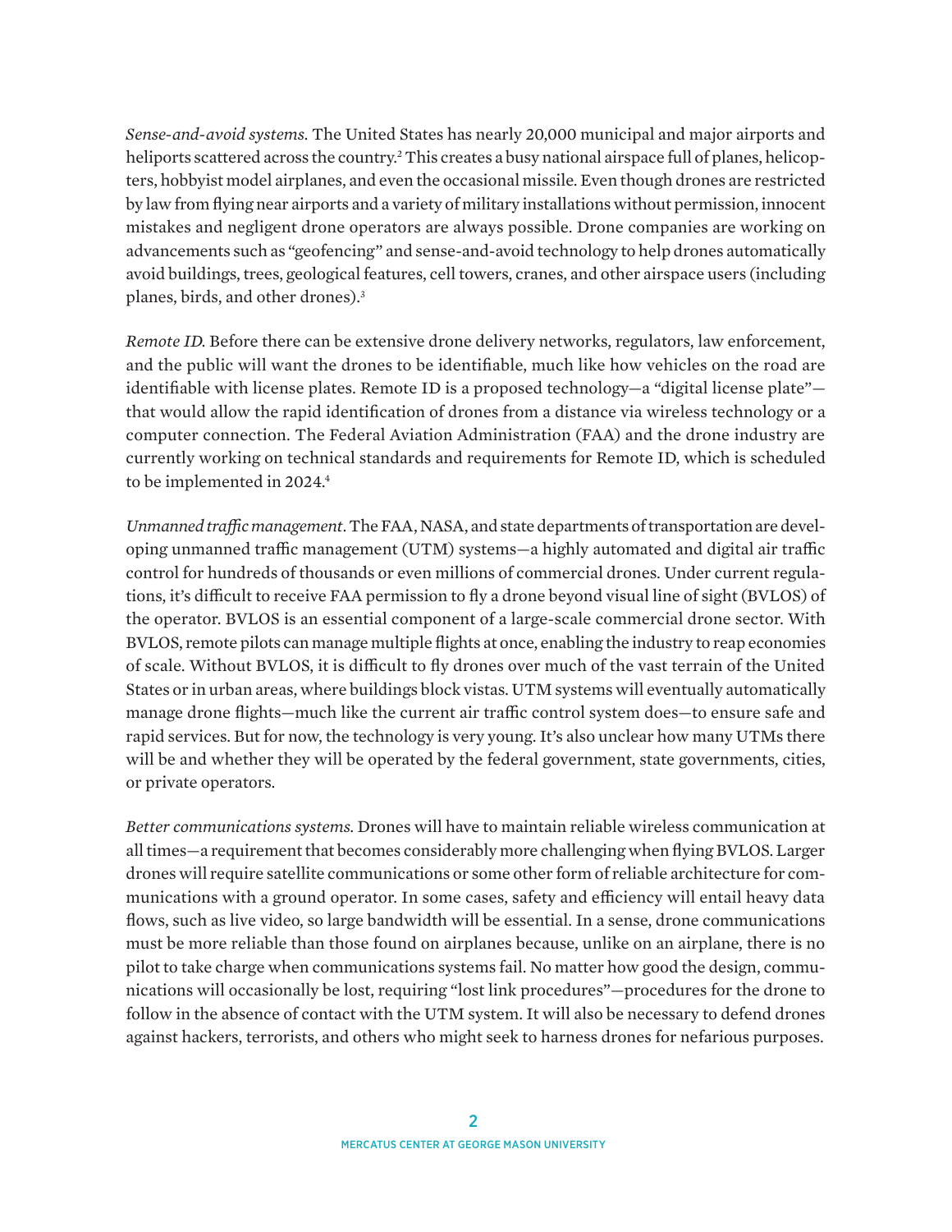*Sense-and-avoid systems.* The United States has nearly 20,000 municipal and major airports and heliports scattered across the country.[2] This creates a busy national airspace full of planes, helicopters, hobbyist model airplanes, and even the occasional missile. Even though drones are restricted by law from flying near airports and a variety of military installations without permission, innocent mistakes and negligent drone operators are always possible. Drone companies are working on advancements such as "geofencing" and sense-and-avoid technology to help drones automatically avoid buildings, trees, geological features, cell towers, cranes, and other airspace users (including planes, birds, and other drones).[3]

*Remote ID.* Before there can be extensive drone delivery networks, regulators, law enforcement, and the public will want the drones to be identifiable, much like how vehicles on the road are identifiable with license plates. Remote ID is a proposed technology—a "digital license plate"—that would allow the rapid identification of drones from a distance via wireless technology or a computer connection. The Federal Aviation Administration (FAA) and the drone industry are currently working on technical standards and requirements for Remote ID, which is scheduled to be implemented in 2024.[4]

*Unmanned traffic management*. The FAA, NASA, and state departments of transportation are developing unmanned traffic management (UTM) systems—a highly automated and digital air traffic control for hundreds of thousands or even millions of commercial drones. Under current regulations, it's difficult to receive FAA permission to fly a drone beyond visual line of sight (BVLOS) of the operator. BVLOS is an essential component of a large-scale commercial drone sector. With BVLOS, remote pilots can manage multiple flights at once, enabling the industry to reap economies of scale. Without BVLOS, it is difficult to fly drones over much of the vast terrain of the United States or in urban areas, where buildings block vistas. UTM systems will eventually automatically manage drone flights—much like the current air traffic control system does—to ensure safe and rapid services. But for now, the technology is very young. It's also unclear how many UTMs there will be and whether they will be operated by the federal government, state governments, cities, or private operators.

*Better communications systems.* Drones will have to maintain reliable wireless communication at all times—a requirement that becomes considerably more challenging when flying BVLOS. Larger drones will require satellite communications or some other form of reliable architecture for communications with a ground operator. In some cases, safety and efficiency will entail heavy data flows, such as live video, so large bandwidth will be essential. In a sense, drone communications must be more reliable than those found on airplanes because, unlike on an airplane, there is no pilot to take charge when communications systems fail. No matter how good the design, communications will occasionally be lost, requiring "lost link procedures"—procedures for the drone to follow in the absence of contact with the UTM system. It will also be necessary to defend drones against hackers, terrorists, and others who might seek to harness drones for nefarious purposes.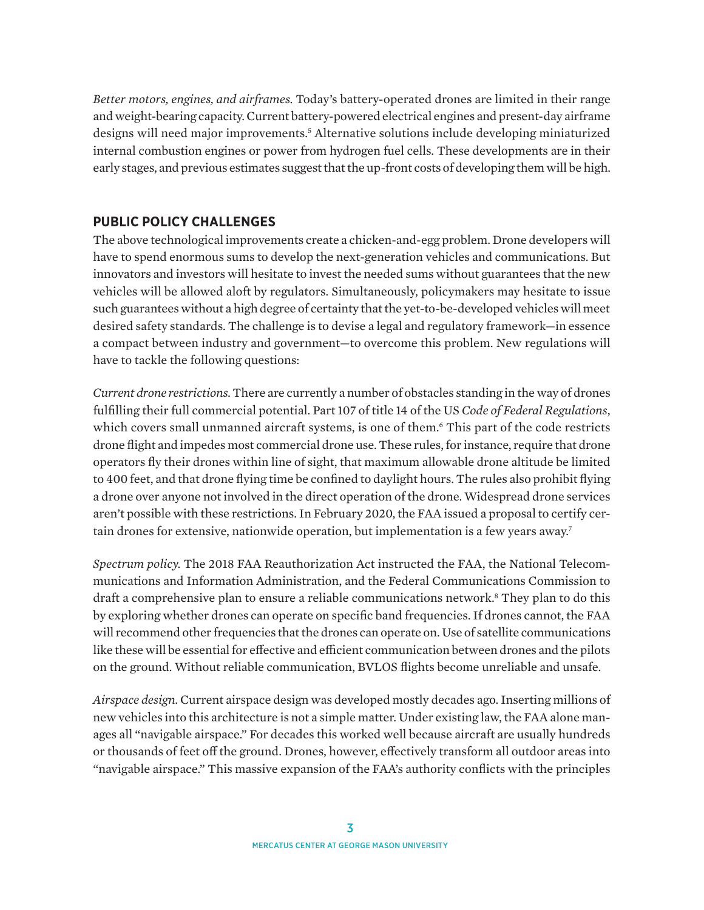*Better motors, engines, and airframes.* Today's battery-operated drones are limited in their range and weight-bearing capacity. Current battery-powered electrical engines and present-day airframe designs will need major improvements.[5] Alternative solutions include developing miniaturized internal combustion engines or power from hydrogen fuel cells. These developments are in their early stages, and previous estimates suggest that the up-front costs of developing them will be high.

## PUBLIC POLICY CHALLENGES

The above technological improvements create a chicken-and-egg problem. Drone developers will have to spend enormous sums to develop the next-generation vehicles and communications. But innovators and investors will hesitate to invest the needed sums without guarantees that the new vehicles will be allowed aloft by regulators. Simultaneously, policymakers may hesitate to issue such guarantees without a high degree of certainty that the yet-to-be-developed vehicles will meet desired safety standards. The challenge is to devise a legal and regulatory framework—in essence a compact between industry and government—to overcome this problem. New regulations will have to tackle the following questions:

*Current drone restrictions.* There are currently a number of obstacles standing in the way of drones fulfilling their full commercial potential. Part 107 of title 14 of the US *Code of Federal Regulations*, which covers small unmanned aircraft systems, is one of them.[6] This part of the code restricts drone flight and impedes most commercial drone use. These rules, for instance, require that drone operators fly their drones within line of sight, that maximum allowable drone altitude be limited to 400 feet, and that drone flying time be confined to daylight hours. The rules also prohibit flying a drone over anyone not involved in the direct operation of the drone. Widespread drone services aren't possible with these restrictions. In February 2020, the FAA issued a proposal to certify certain drones for extensive, nationwide operation, but implementation is a few years away.[7]

*Spectrum policy.* The 2018 FAA Reauthorization Act instructed the FAA, the National Telecommunications and Information Administration, and the Federal Communications Commission to draft a comprehensive plan to ensure a reliable communications network.[8] They plan to do this by exploring whether drones can operate on specific band frequencies. If drones cannot, the FAA will recommend other frequencies that the drones can operate on. Use of satellite communications like these will be essential for effective and efficient communication between drones and the pilots on the ground. Without reliable communication, BVLOS flights become unreliable and unsafe.

*Airspace design.* Current airspace design was developed mostly decades ago. Inserting millions of new vehicles into this architecture is not a simple matter. Under existing law, the FAA alone manages all "navigable airspace." For decades this worked well because aircraft are usually hundreds or thousands of feet off the ground. Drones, however, effectively transform all outdoor areas into "navigable airspace." This massive expansion of the FAA's authority conflicts with the principles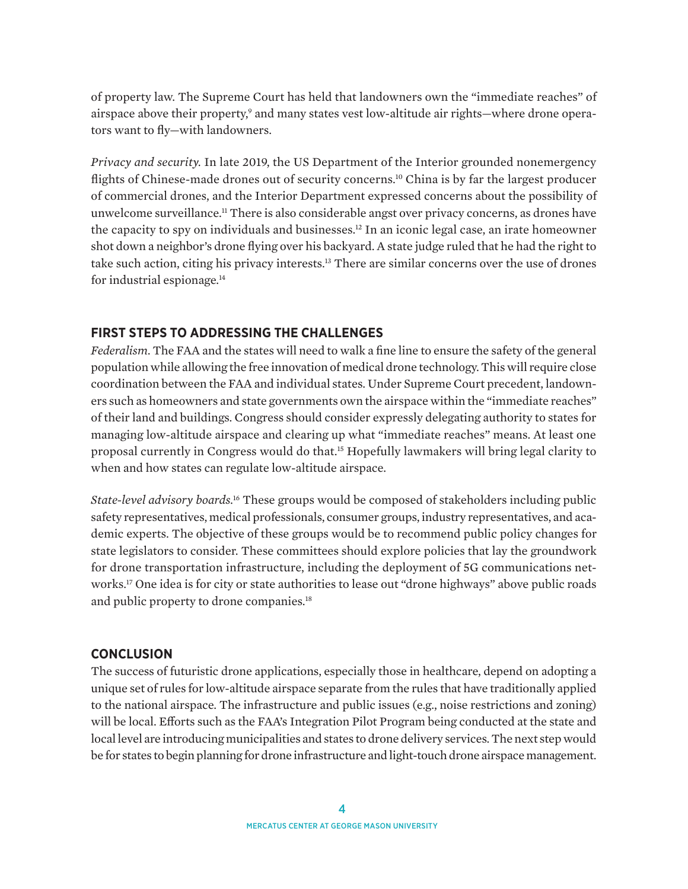of property law. The Supreme Court has held that landowners own the "immediate reaches" of airspace above their property,[9] and many states vest low-altitude air rights—where drone operators want to fly—with landowners.

*Privacy and security.* In late 2019, the US Department of the Interior grounded nonemergency flights of Chinese-made drones out of security concerns.[10] China is by far the largest producer of commercial drones, and the Interior Department expressed concerns about the possibility of unwelcome surveillance.[11] There is also considerable angst over privacy concerns, as drones have the capacity to spy on individuals and businesses.[12] In an iconic legal case, an irate homeowner shot down a neighbor's drone flying over his backyard. A state judge ruled that he had the right to take such action, citing his privacy interests.[13] There are similar concerns over the use of drones for industrial espionage.[14]

## FIRST STEPS TO ADDRESSING THE CHALLENGES

*Federalism*. The FAA and the states will need to walk a fine line to ensure the safety of the general population while allowing the free innovation of medical drone technology. This will require close coordination between the FAA and individual states. Under Supreme Court precedent, landowners such as homeowners and state governments own the airspace within the "immediate reaches" of their land and buildings. Congress should consider expressly delegating authority to states for managing low-altitude airspace and clearing up what "immediate reaches" means. At least one proposal currently in Congress would do that.[15] Hopefully lawmakers will bring legal clarity to when and how states can regulate low-altitude airspace.

*State-level advisory boards.*[16] These groups would be composed of stakeholders including public safety representatives, medical professionals, consumer groups, industry representatives, and academic experts. The objective of these groups would be to recommend public policy changes for state legislators to consider. These committees should explore policies that lay the groundwork for drone transportation infrastructure, including the deployment of 5G communications networks.[17] One idea is for city or state authorities to lease out "drone highways" above public roads and public property to drone companies.[18]

## CONCLUSION

The success of futuristic drone applications, especially those in healthcare, depend on adopting a unique set of rules for low-altitude airspace separate from the rules that have traditionally applied to the national airspace. The infrastructure and public issues (e.g., noise restrictions and zoning) will be local. Efforts such as the FAA's Integration Pilot Program being conducted at the state and local level are introducing municipalities and states to drone delivery services. The next step would be for states to begin planning for drone infrastructure and light-touch drone airspace management.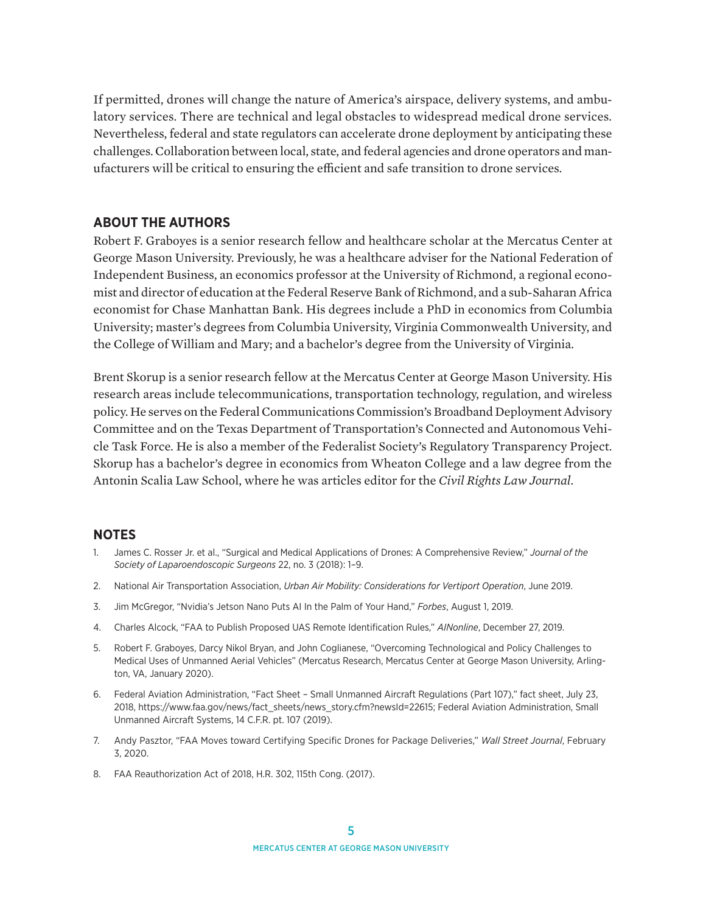If permitted, drones will change the nature of America's airspace, delivery systems, and ambulatory services. There are technical and legal obstacles to widespread medical drone services. Nevertheless, federal and state regulators can accelerate drone deployment by anticipating these challenges. Collaboration between local, state, and federal agencies and drone operators and manufacturers will be critical to ensuring the efficient and safe transition to drone services.

## ABOUT THE AUTHORS

Robert F. Graboyes is a senior research fellow and healthcare scholar at the Mercatus Center at George Mason University. Previously, he was a healthcare adviser for the National Federation of Independent Business, an economics professor at the University of Richmond, a regional economist and director of education at the Federal Reserve Bank of Richmond, and a sub-Saharan Africa economist for Chase Manhattan Bank. His degrees include a PhD in economics from Columbia University; master's degrees from Columbia University, Virginia Commonwealth University, and the College of William and Mary; and a bachelor's degree from the University of Virginia.

Brent Skorup is a senior research fellow at the Mercatus Center at George Mason University. His research areas include telecommunications, transportation technology, regulation, and wireless policy. He serves on the Federal Communications Commission's Broadband Deployment Advisory Committee and on the Texas Department of Transportation's Connected and Autonomous Vehicle Task Force. He is also a member of the Federalist Society's Regulatory Transparency Project. Skorup has a bachelor's degree in economics from Wheaton College and a law degree from the Antonin Scalia Law School, where he was articles editor for the *Civil Rights Law Journal*.

## NOTES

1. James C. Rosser Jr. et al., "Surgical and Medical Applications of Drones: A Comprehensive Review," *Journal of the Society of Laparoendoscopic Surgeons* 22, no. 3 (2018): 1–9.
2. National Air Transportation Association, *Urban Air Mobility: Considerations for Vertiport Operation*, June 2019.
3. Jim McGregor, "Nvidia's Jetson Nano Puts AI In the Palm of Your Hand," *Forbes*, August 1, 2019.
4. Charles Alcock, "FAA to Publish Proposed UAS Remote Identification Rules," *AINonline*, December 27, 2019.
5. Robert F. Graboyes, Darcy Nikol Bryan, and John Coglianese, "Overcoming Technological and Policy Challenges to Medical Uses of Unmanned Aerial Vehicles" (Mercatus Research, Mercatus Center at George Mason University, Arlington, VA, January 2020).
6. Federal Aviation Administration, "Fact Sheet – Small Unmanned Aircraft Regulations (Part 107)," fact sheet, July 23, 2018, https://www.faa.gov/news/fact_sheets/news_story.cfm?newsId=22615; Federal Aviation Administration, Small Unmanned Aircraft Systems, 14 C.F.R. pt. 107 (2019).
7. Andy Pasztor, "FAA Moves toward Certifying Specific Drones for Package Deliveries," *Wall Street Journal*, February 3, 2020.
8. FAA Reauthorization Act of 2018, H.R. 302, 115th Cong. (2017).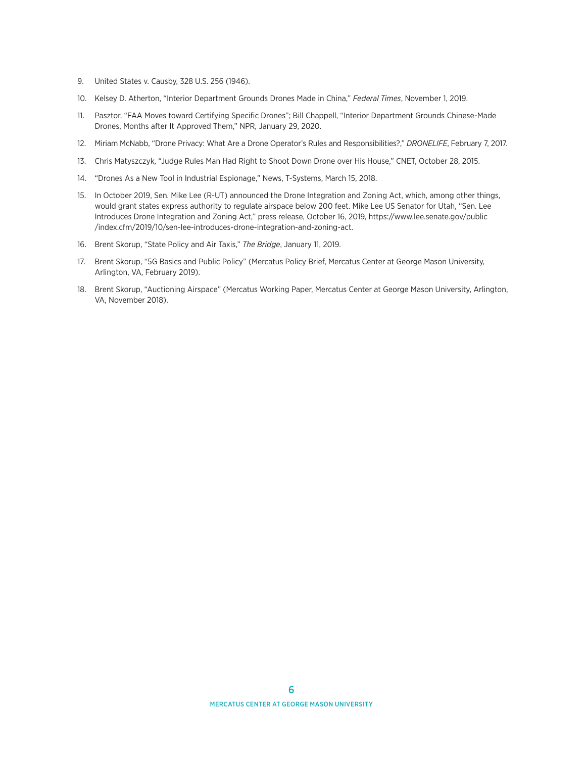9. United States v. Causby, 328 U.S. 256 (1946).
10. Kelsey D. Atherton, "Interior Department Grounds Drones Made in China," *Federal Times*, November 1, 2019.
11. Pasztor, "FAA Moves toward Certifying Specific Drones"; Bill Chappell, "Interior Department Grounds Chinese-Made Drones, Months after It Approved Them," NPR, January 29, 2020.
12. Miriam McNabb, "Drone Privacy: What Are a Drone Operator's Rules and Responsibilities?," *DRONELIFE*, February 7, 2017.
13. Chris Matyszczyk, "Judge Rules Man Had Right to Shoot Down Drone over His House," CNET, October 28, 2015.
14. "Drones As a New Tool in Industrial Espionage," News, T-Systems, March 15, 2018.
15. In October 2019, Sen. Mike Lee (R-UT) announced the Drone Integration and Zoning Act, which, among other things, would grant states express authority to regulate airspace below 200 feet. Mike Lee US Senator for Utah, "Sen. Lee Introduces Drone Integration and Zoning Act," press release, October 16, 2019, https://www.lee.senate.gov/public/index.cfm/2019/10/sen-lee-introduces-drone-integration-and-zoning-act.
16. Brent Skorup, "State Policy and Air Taxis," *The Bridge*, January 11, 2019.
17. Brent Skorup, "5G Basics and Public Policy" (Mercatus Policy Brief, Mercatus Center at George Mason University, Arlington, VA, February 2019).
18. Brent Skorup, "Auctioning Airspace" (Mercatus Working Paper, Mercatus Center at George Mason University, Arlington, VA, November 2018).